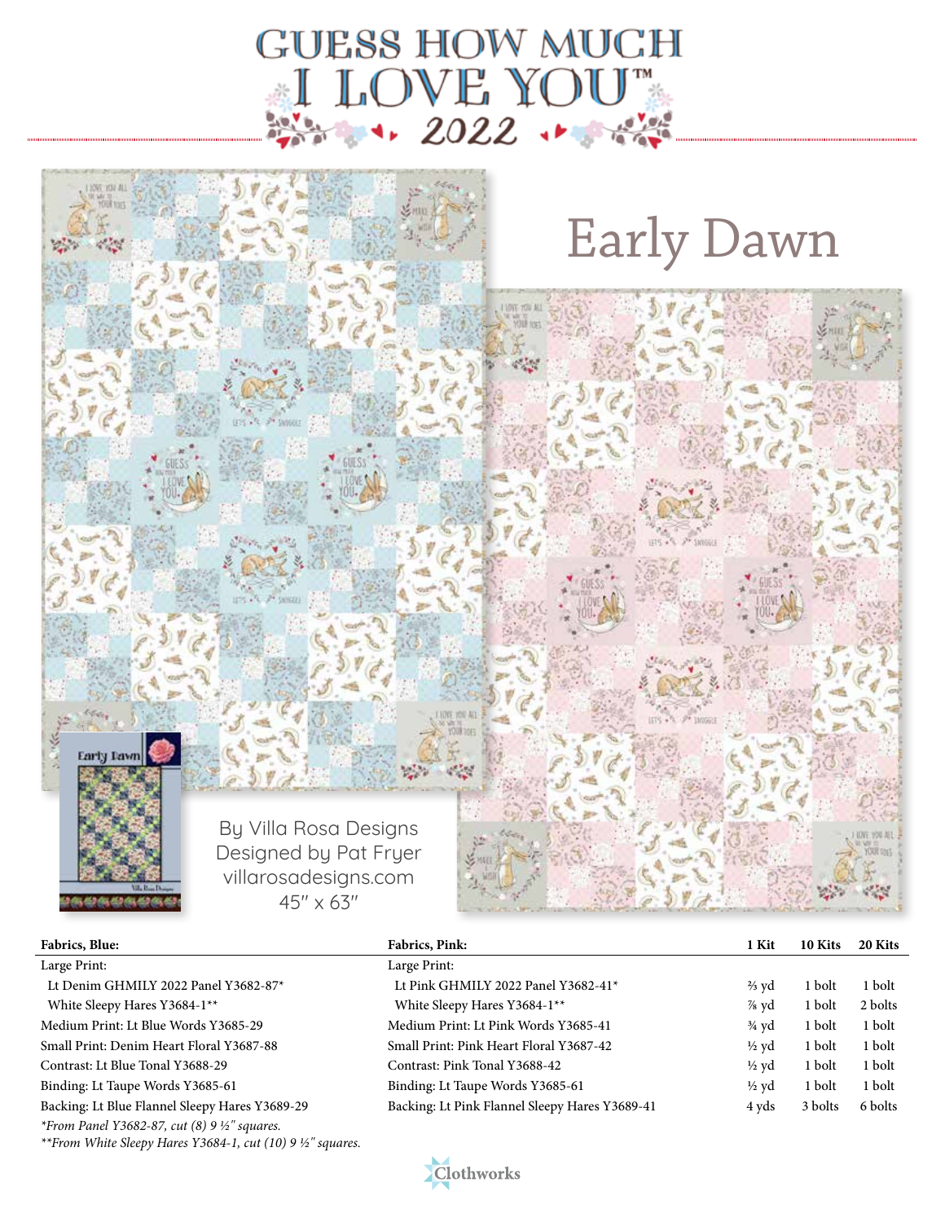# GUESS HOW MUCH I LOVE YOU™ 2022

## Early Dawn

By Villa Rosa Designs
Designed by Pat Fryer
villarosadesigns.com
45″ x 63″

| Fabrics, Blue: | Fabrics, Pink: | 1 Kit | 10 Kits | 20 Kits |
|---|---|---|---|---|
| Large Print: | Large Print: | | | |
| Lt Denim GHMILY 2022 Panel Y3682-87* | Lt Pink GHMILY 2022 Panel Y3682-41* | ⅔ yd | 1 bolt | 1 bolt |
| White Sleepy Hares Y3684-1** | White Sleepy Hares Y3684-1** | ⅞ yd | 1 bolt | 2 bolts |
| Medium Print: Lt Blue Words Y3685-29 | Medium Print: Lt Pink Words Y3685-41 | ¾ yd | 1 bolt | 1 bolt |
| Small Print: Denim Heart Floral Y3687-88 | Small Print: Pink Heart Floral Y3687-42 | ½ yd | 1 bolt | 1 bolt |
| Contrast: Lt Blue Tonal Y3688-29 | Contrast: Pink Tonal Y3688-42 | ½ yd | 1 bolt | 1 bolt |
| Binding: Lt Taupe Words Y3685-61 | Binding: Lt Taupe Words Y3685-61 | ½ yd | 1 bolt | 1 bolt |
| Backing: Lt Blue Flannel Sleepy Hares Y3689-29 | Backing: Lt Pink Flannel Sleepy Hares Y3689-41 | 4 yds | 3 bolts | 6 bolts |

*\*From Panel Y3682-87, cut (8) 9 ½″ squares.*
*\*\*From White Sleepy Hares Y3684-1, cut (10) 9 ½″ squares.*

Clothworks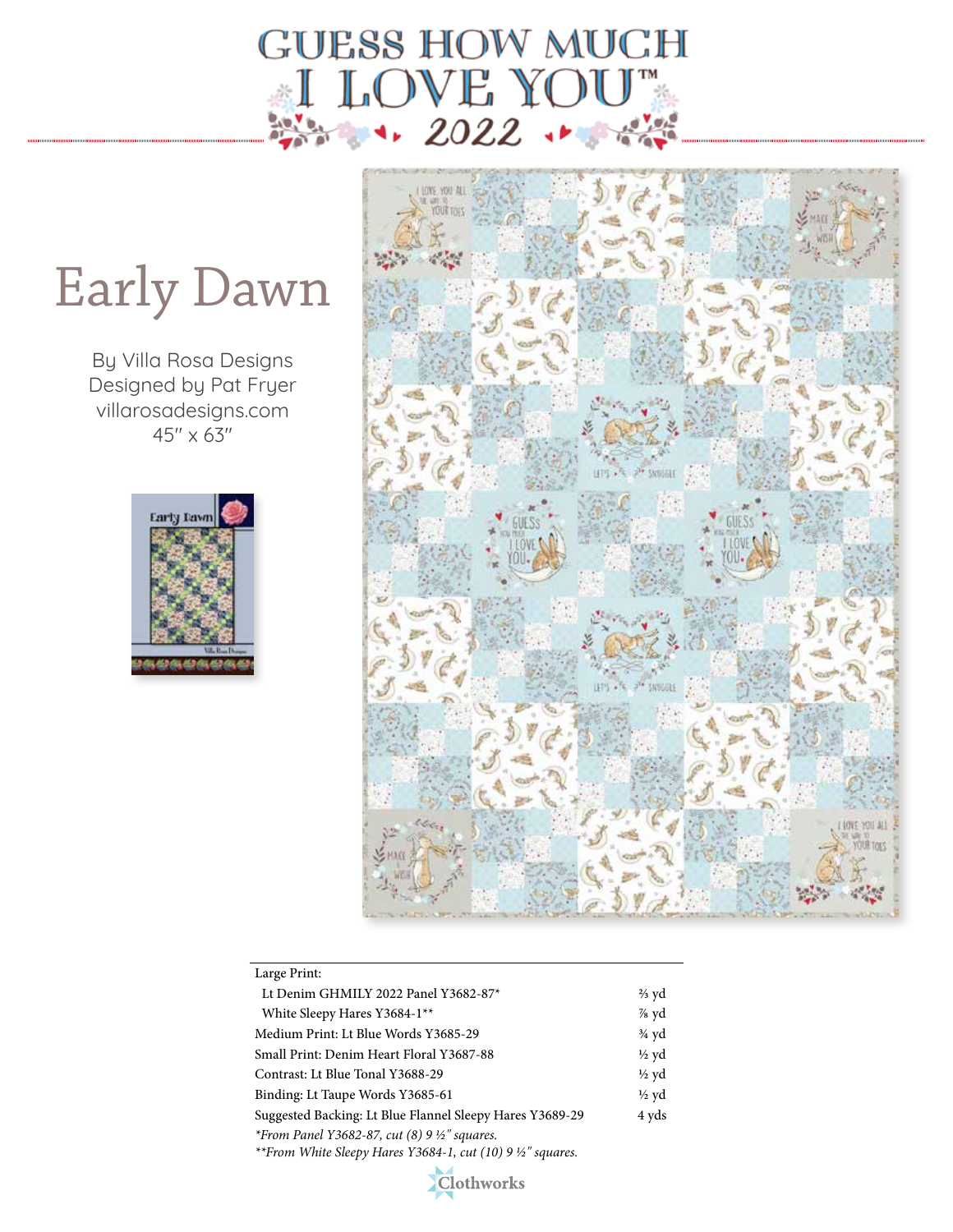# GUESS HOW MUCH I LOVE YOU™ 2022

# Early Dawn

By Villa Rosa Designs
Designed by Pat Fryer
villarosadesigns.com
45″ x 63″

| Large Print: | |
|---|---|
| Lt Denim GHMILY 2022 Panel Y3682-87* | ⅔ yd |
| White Sleepy Hares Y3684-1** | ⅞ yd |
| Medium Print: Lt Blue Words Y3685-29 | ¾ yd |
| Small Print: Denim Heart Floral Y3687-88 | ½ yd |
| Contrast: Lt Blue Tonal Y3688-29 | ½ yd |
| Binding: Lt Taupe Words Y3685-61 | ½ yd |
| Suggested Backing: Lt Blue Flannel Sleepy Hares Y3689-29 | 4 yds |

*\*From Panel Y3682-87, cut (8) 9 ½″ squares.*
*\*\*From White Sleepy Hares Y3684-1, cut (10) 9 ½″ squares.*

Clothworks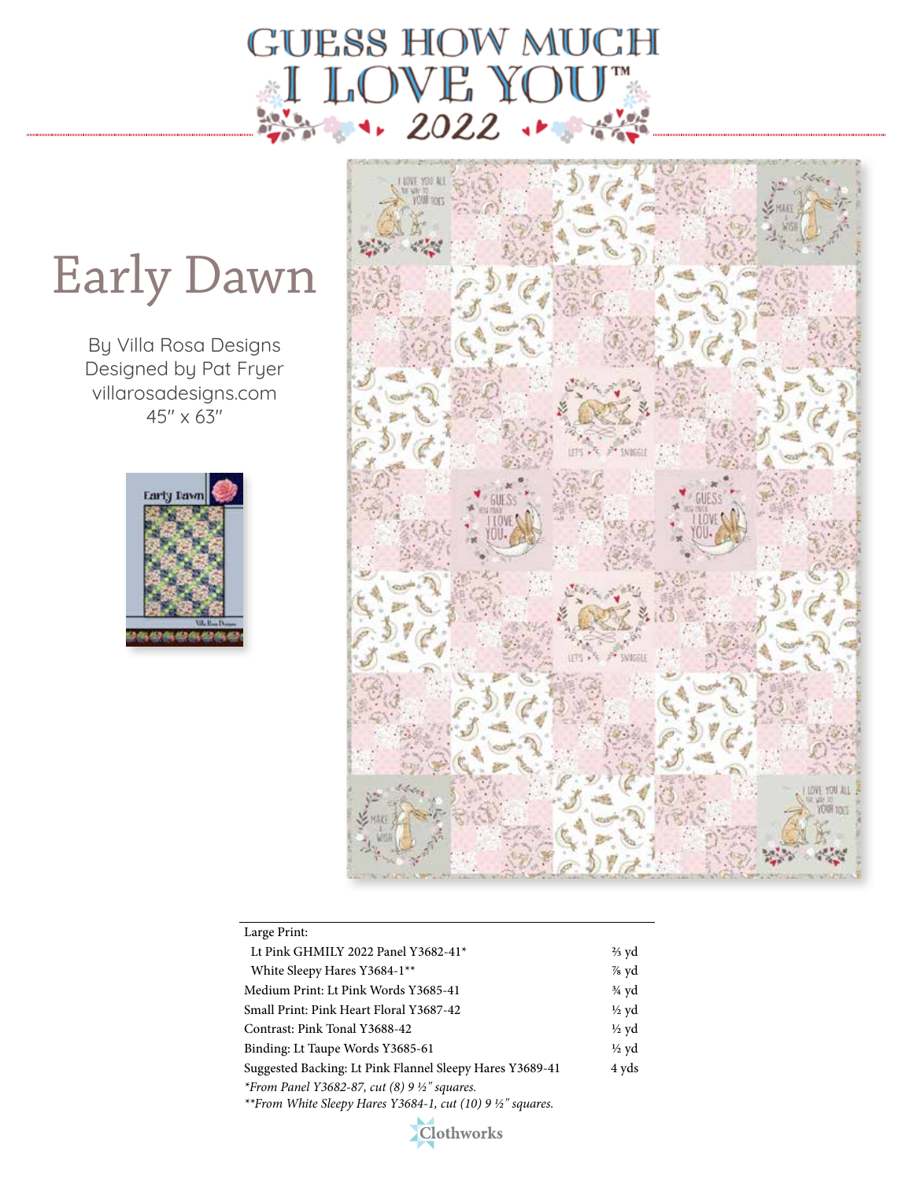# GUESS HOW MUCH I LOVE YOU™ 2022

## Early Dawn

By Villa Rosa Designs
Designed by Pat Fryer
villarosadesigns.com
45″ x 63″

| | |
|---|---|
| Large Print: | |
| Lt Pink GHMILY 2022 Panel Y3682-41* | ⅔ yd |
| White Sleepy Hares Y3684-1** | ⅞ yd |
| Medium Print: Lt Pink Words Y3685-41 | ¾ yd |
| Small Print: Pink Heart Floral Y3687-42 | ½ yd |
| Contrast: Pink Tonal Y3688-42 | ½ yd |
| Binding: Lt Taupe Words Y3685-61 | ½ yd |
| Suggested Backing: Lt Pink Flannel Sleepy Hares Y3689-41 | 4 yds |

*\*From Panel Y3682-87, cut (8) 9 ½″ squares.*
*\*\*From White Sleepy Hares Y3684-1, cut (10) 9 ½″ squares.*

Clothworks